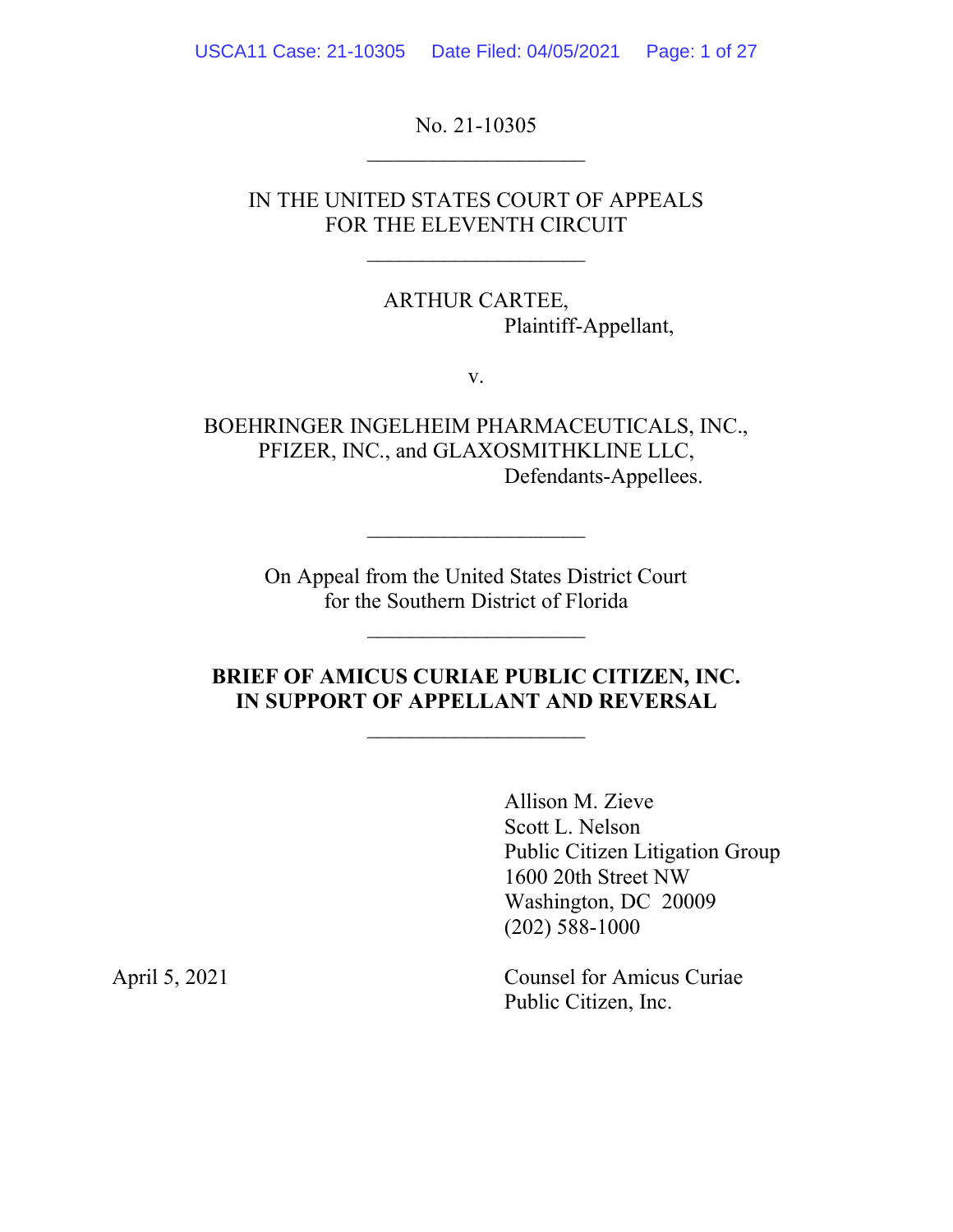No. 21-10305

\_\_\_\_\_\_\_\_\_\_\_\_\_\_\_\_\_\_\_\_

IN THE UNITED STATES COURT OF APPEALS
FOR THE ELEVENTH CIRCUIT

\_\_\_\_\_\_\_\_\_\_\_\_\_\_\_\_\_\_\_\_

ARTHUR CARTEE,
Plaintiff-Appellant,

v.

BOEHRINGER INGELHEIM PHARMACEUTICALS, INC.,
PFIZER, INC., and GLAXOSMITHKLINE LLC,
Defendants-Appellees.

\_\_\_\_\_\_\_\_\_\_\_\_\_\_\_\_\_\_\_\_

On Appeal from the United States District Court
for the Southern District of Florida

\_\_\_\_\_\_\_\_\_\_\_\_\_\_\_\_\_\_\_\_

**BRIEF OF AMICUS CURIAE PUBLIC CITIZEN, INC.
IN SUPPORT OF APPELLANT AND REVERSAL**

\_\_\_\_\_\_\_\_\_\_\_\_\_\_\_\_\_\_\_\_

Allison M. Zieve
Scott L. Nelson
Public Citizen Litigation Group
1600 20th Street NW
Washington, DC 20009
(202) 588-1000

April 5, 2021

Counsel for Amicus Curiae
Public Citizen, Inc.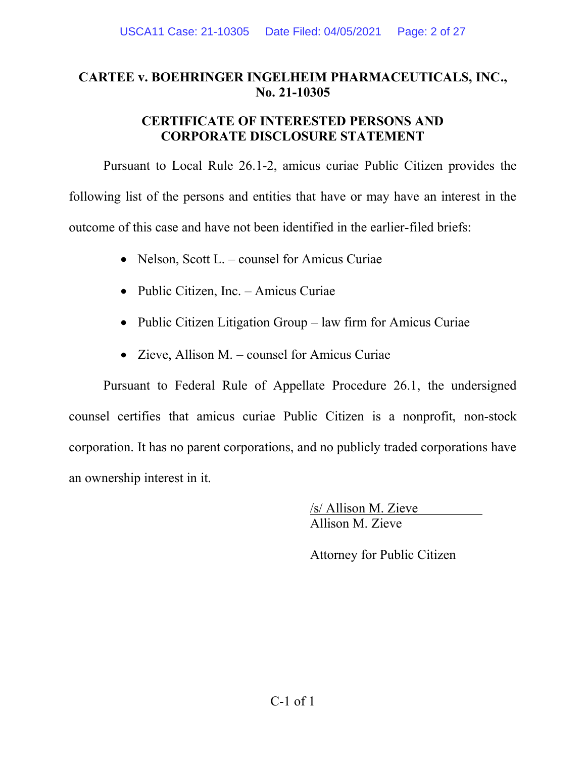**CARTEE v. BOEHRINGER INGELHEIM PHARMACEUTICALS, INC., No. 21-10305**

**CERTIFICATE OF INTERESTED PERSONS AND CORPORATE DISCLOSURE STATEMENT**

Pursuant to Local Rule 26.1-2, amicus curiae Public Citizen provides the following list of the persons and entities that have or may have an interest in the outcome of this case and have not been identified in the earlier-filed briefs:

- Nelson, Scott L. – counsel for Amicus Curiae
- Public Citizen, Inc. – Amicus Curiae
- Public Citizen Litigation Group – law firm for Amicus Curiae
- Zieve, Allison M. – counsel for Amicus Curiae

Pursuant to Federal Rule of Appellate Procedure 26.1, the undersigned counsel certifies that amicus curiae Public Citizen is a nonprofit, non-stock corporation. It has no parent corporations, and no publicly traded corporations have an ownership interest in it.

/s/ Allison M. Zieve
Allison M. Zieve

Attorney for Public Citizen

C-1 of 1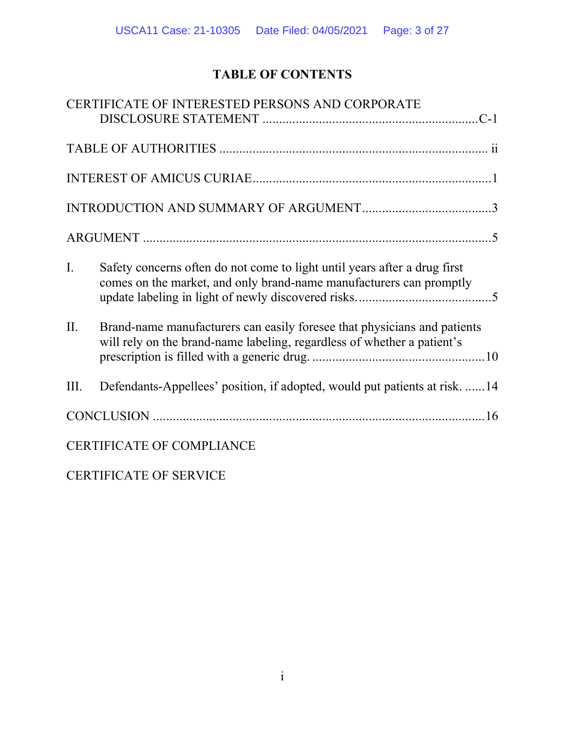# TABLE OF CONTENTS

CERTIFICATE OF INTERESTED PERSONS AND CORPORATE DISCLOSURE STATEMENT ................................................................C-1

TABLE OF AUTHORITIES ................................................................................. ii

INTEREST OF AMICUS CURIAE.......................................................................1

INTRODUCTION AND SUMMARY OF ARGUMENT......................................3

ARGUMENT .........................................................................................................5

I. Safety concerns often do not come to light until years after a drug first comes on the market, and only brand-name manufacturers can promptly update labeling in light of newly discovered risks.........................................5

II. Brand-name manufacturers can easily foresee that physicians and patients will rely on the brand-name labeling, regardless of whether a patient's prescription is filled with a generic drug. ....................................................10

III. Defendants-Appellees' position, if adopted, would put patients at risk. ......14

CONCLUSION ...................................................................................................16

CERTIFICATE OF COMPLIANCE

CERTIFICATE OF SERVICE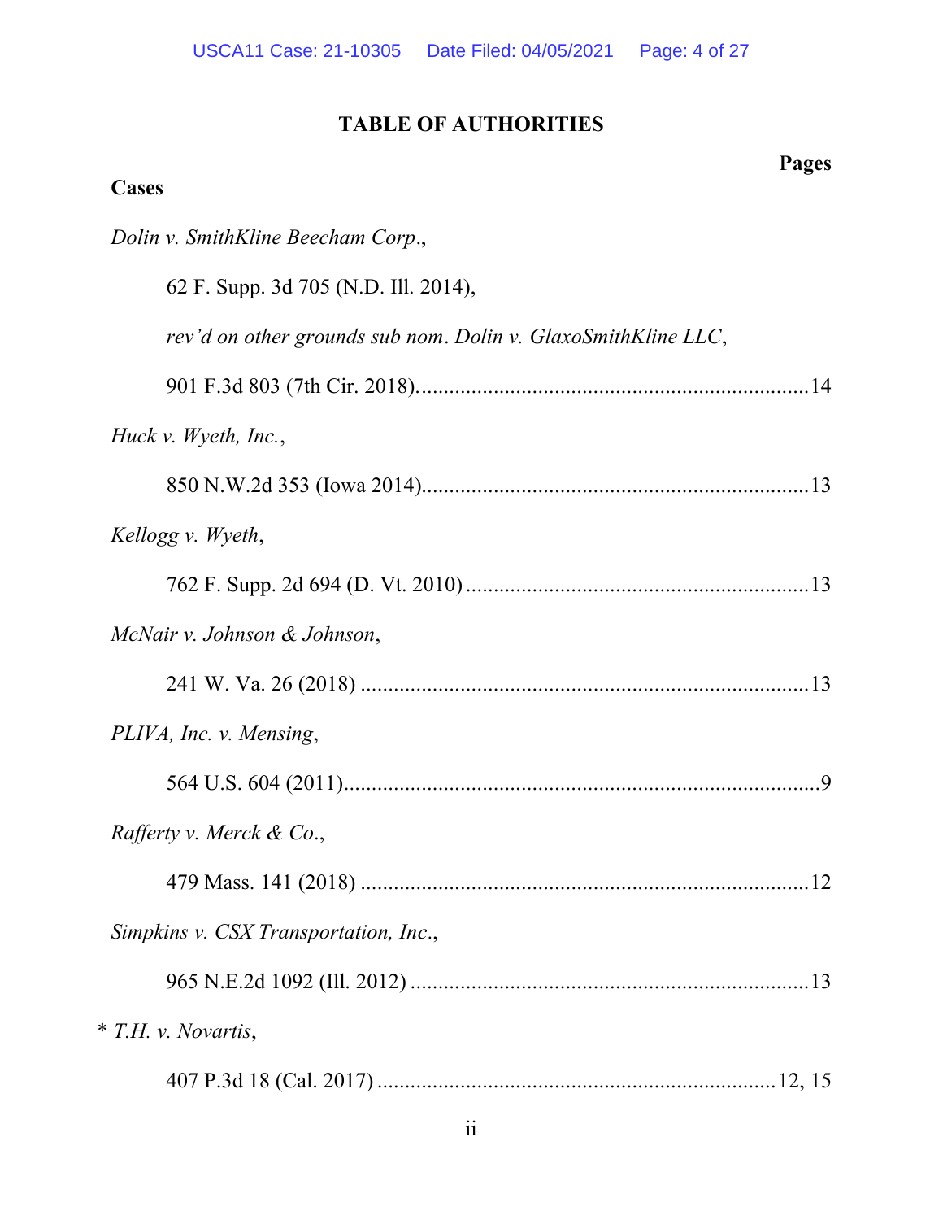# TABLE OF AUTHORITIES

**Cases** **Pages**

*Dolin v. SmithKline Beecham Corp*.,

62 F. Supp. 3d 705 (N.D. Ill. 2014),

*rev'd on other grounds sub nom*. *Dolin v. GlaxoSmithKline LLC*,

901 F.3d 803 (7th Cir. 2018)........................................................................14

*Huck v. Wyeth, Inc.*,

850 N.W.2d 353 (Iowa 2014).......................................................................13

*Kellogg v. Wyeth*,

762 F. Supp. 2d 694 (D. Vt. 2010) ...............................................................13

*McNair v. Johnson & Johnson*,

241 W. Va. 26 (2018) ...................................................................................13

*PLIVA, Inc. v. Mensing*,

564 U.S. 604 (2011)........................................................................................9

*Rafferty v. Merck & Co*.,

479 Mass. 141 (2018) ...................................................................................12

*Simpkins v. CSX Transportation, Inc*.,

965 N.E.2d 1092 (Ill. 2012) .........................................................................13

\* *T.H. v. Novartis*,

407 P.3d 18 (Cal. 2017) ..........................................................................12, 15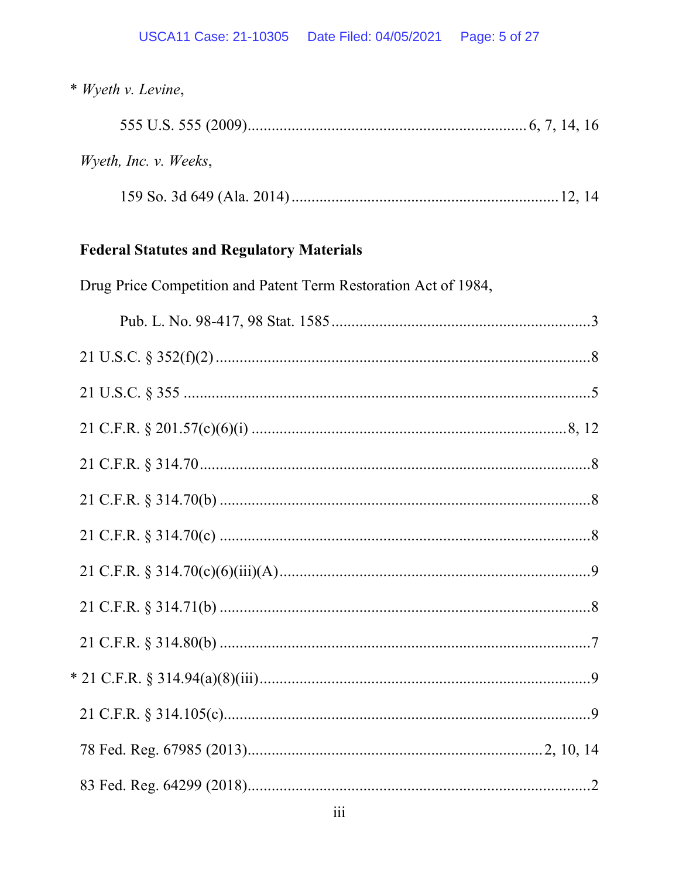\* *Wyeth v. Levine*,

555 U.S. 555 (2009)........................................................................ 6, 7, 14, 16

*Wyeth, Inc. v. Weeks*,

159 So. 3d 649 (Ala. 2014)............................................................................ 12, 14

**Federal Statutes and Regulatory Materials**

Drug Price Competition and Patent Term Restoration Act of 1984,

Pub. L. No. 98-417, 98 Stat. 1585 ..................................................................3

21 U.S.C. § 352(f)(2) ..................................................................................................8

21 U.S.C. § 355 ..........................................................................................................5

21 C.F.R. § 201.57(c)(6)(i) ................................................................................. 8, 12

21 C.F.R. § 314.70.....................................................................................................8

21 C.F.R. § 314.70(b) ................................................................................................8

21 C.F.R. § 314.70(c) ................................................................................................8

21 C.F.R. § 314.70(c)(6)(iii)(A)..................................................................................9

21 C.F.R. § 314.71(b) ................................................................................................8

21 C.F.R. § 314.80(b) ................................................................................................7

\* 21 C.F.R. § 314.94(a)(8)(iii)......................................................................................9

21 C.F.R. § 314.105(c)...............................................................................................9

78 Fed. Reg. 67985 (2013)............................................................................. 2, 10, 14

83 Fed. Reg. 64299 (2018)............................................................................................2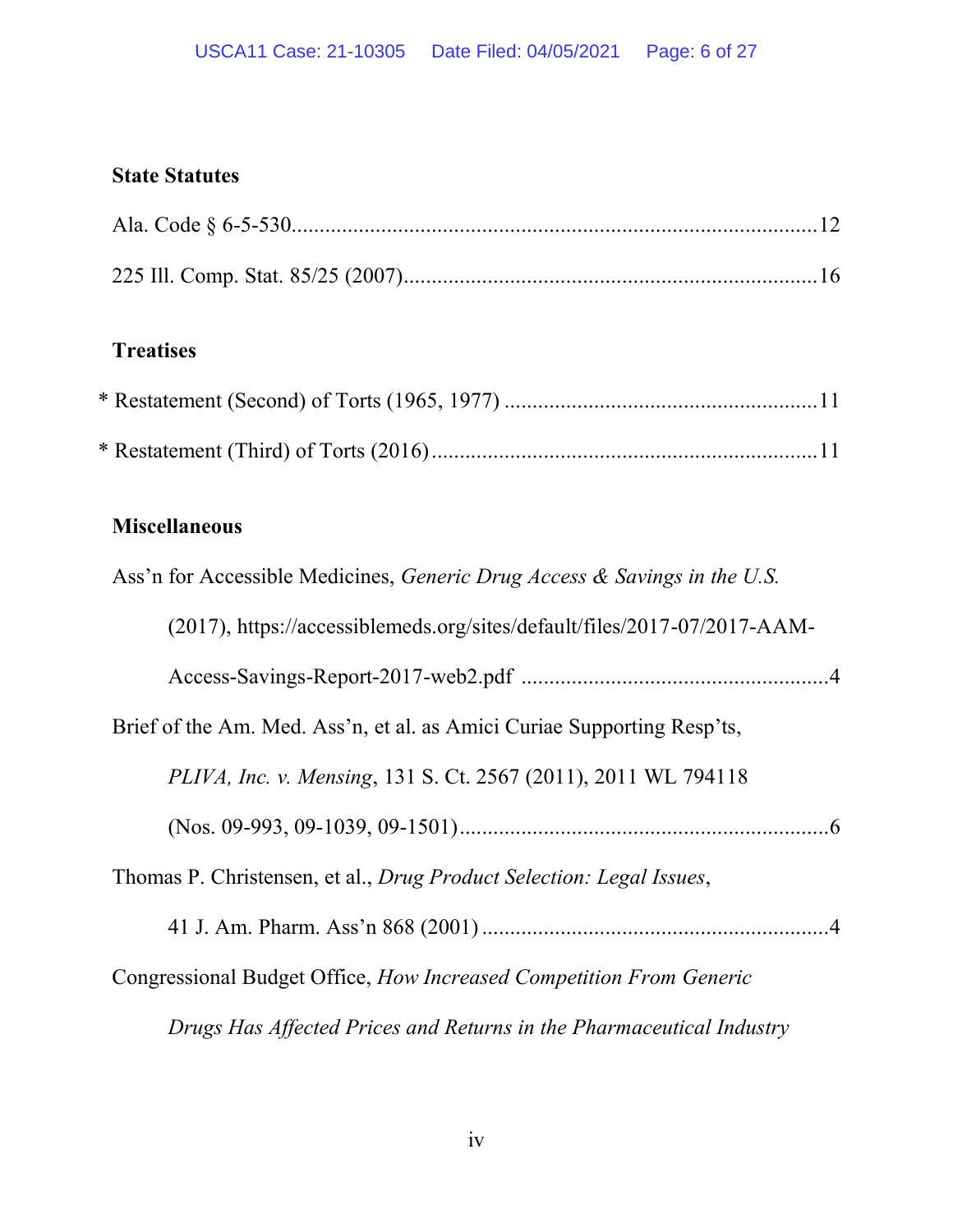### State Statutes

Ala. Code § 6-5-530..........................................................................................12

225 Ill. Comp. Stat. 85/25 (2007)........................................................................16

### Treatises

* Restatement (Second) of Torts (1965, 1977) .......................................................11

* Restatement (Third) of Torts (2016) ....................................................................11

### Miscellaneous

Ass'n for Accessible Medicines, *Generic Drug Access & Savings in the U.S.* (2017), https://accessiblemeds.org/sites/default/files/2017-07/2017-AAM-Access-Savings-Report-2017-web2.pdf ......................................................4

Brief of the Am. Med. Ass'n, et al. as Amici Curiae Supporting Resp'ts, *PLIVA, Inc. v. Mensing*, 131 S. Ct. 2567 (2011), 2011 WL 794118 (Nos. 09-993, 09-1039, 09-1501)..................................................................6

Thomas P. Christensen, et al., *Drug Product Selection: Legal Issues*, 41 J. Am. Pharm. Ass'n 868 (2001) .............................................................4

Congressional Budget Office, *How Increased Competition From Generic Drugs Has Affected Prices and Returns in the Pharmaceutical Industry*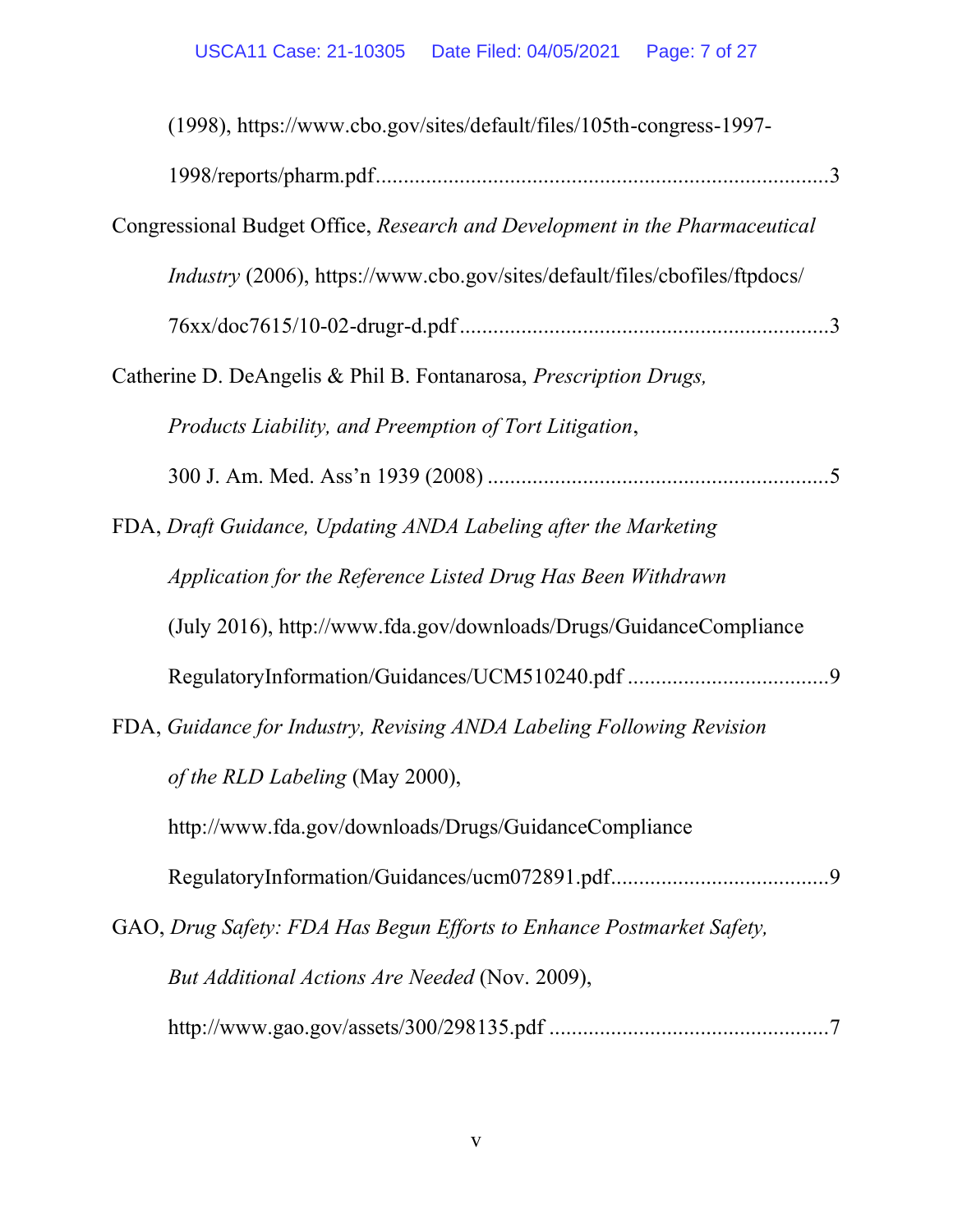(1998), https://www.cbo.gov/sites/default/files/105th-congress-1997-1998/reports/pharm.pdf................................................................................3

Congressional Budget Office, *Research and Development in the Pharmaceutical Industry* (2006), https://www.cbo.gov/sites/default/files/cbofiles/ftpdocs/76xx/doc7615/10-02-drugr-d.pdf.................................................................3

Catherine D. DeAngelis & Phil B. Fontanarosa, *Prescription Drugs, Products Liability, and Preemption of Tort Litigation*, 300 J. Am. Med. Ass'n 1939 (2008) .............................................................5

FDA, *Draft Guidance, Updating ANDA Labeling after the Marketing Application for the Reference Listed Drug Has Been Withdrawn* (July 2016), http://www.fda.gov/downloads/Drugs/GuidanceComplianceRegulatoryInformation/Guidances/UCM510240.pdf ...................................9

FDA, *Guidance for Industry, Revising ANDA Labeling Following Revision of the RLD Labeling* (May 2000), http://www.fda.gov/downloads/Drugs/GuidanceComplianceRegulatoryInformation/Guidances/ucm072891.pdf......................................9

GAO, *Drug Safety: FDA Has Begun Efforts to Enhance Postmarket Safety, But Additional Actions Are Needed* (Nov. 2009), http://www.gao.gov/assets/300/298135.pdf .................................................7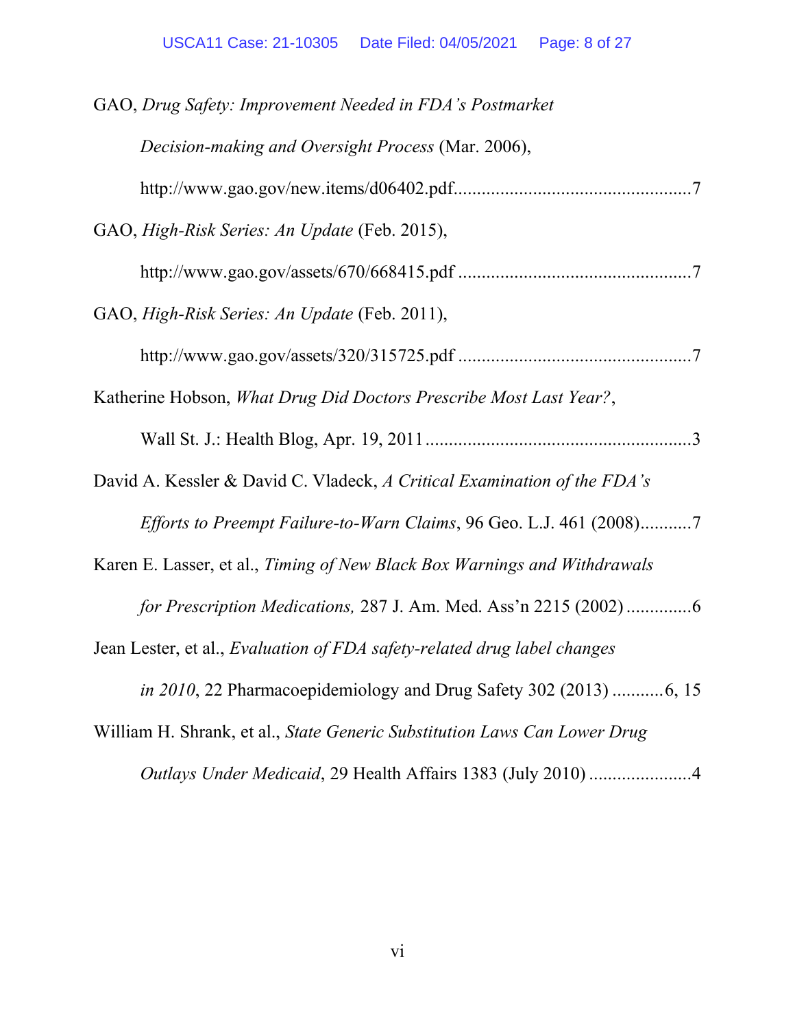GAO, *Drug Safety: Improvement Needed in FDA's Postmarket Decision-making and Oversight Process* (Mar. 2006), http://www.gao.gov/new.items/d06402.pdf..................................................7

GAO, *High-Risk Series: An Update* (Feb. 2015), http://www.gao.gov/assets/670/668415.pdf .................................................7

GAO, *High-Risk Series: An Update* (Feb. 2011), http://www.gao.gov/assets/320/315725.pdf .................................................7

Katherine Hobson, *What Drug Did Doctors Prescribe Most Last Year?*, Wall St. J.: Health Blog, Apr. 19, 2011.........................................................3

David A. Kessler & David C. Vladeck, *A Critical Examination of the FDA's Efforts to Preempt Failure-to-Warn Claims*, 96 Geo. L.J. 461 (2008)...........7

Karen E. Lasser, et al., *Timing of New Black Box Warnings and Withdrawals for Prescription Medications,* 287 J. Am. Med. Ass'n 2215 (2002)..............6

Jean Lester, et al., *Evaluation of FDA safety-related drug label changes in 2010*, 22 Pharmacoepidemiology and Drug Safety 302 (2013) ...........6, 15

William H. Shrank, et al., *State Generic Substitution Laws Can Lower Drug Outlays Under Medicaid*, 29 Health Affairs 1383 (July 2010) ......................4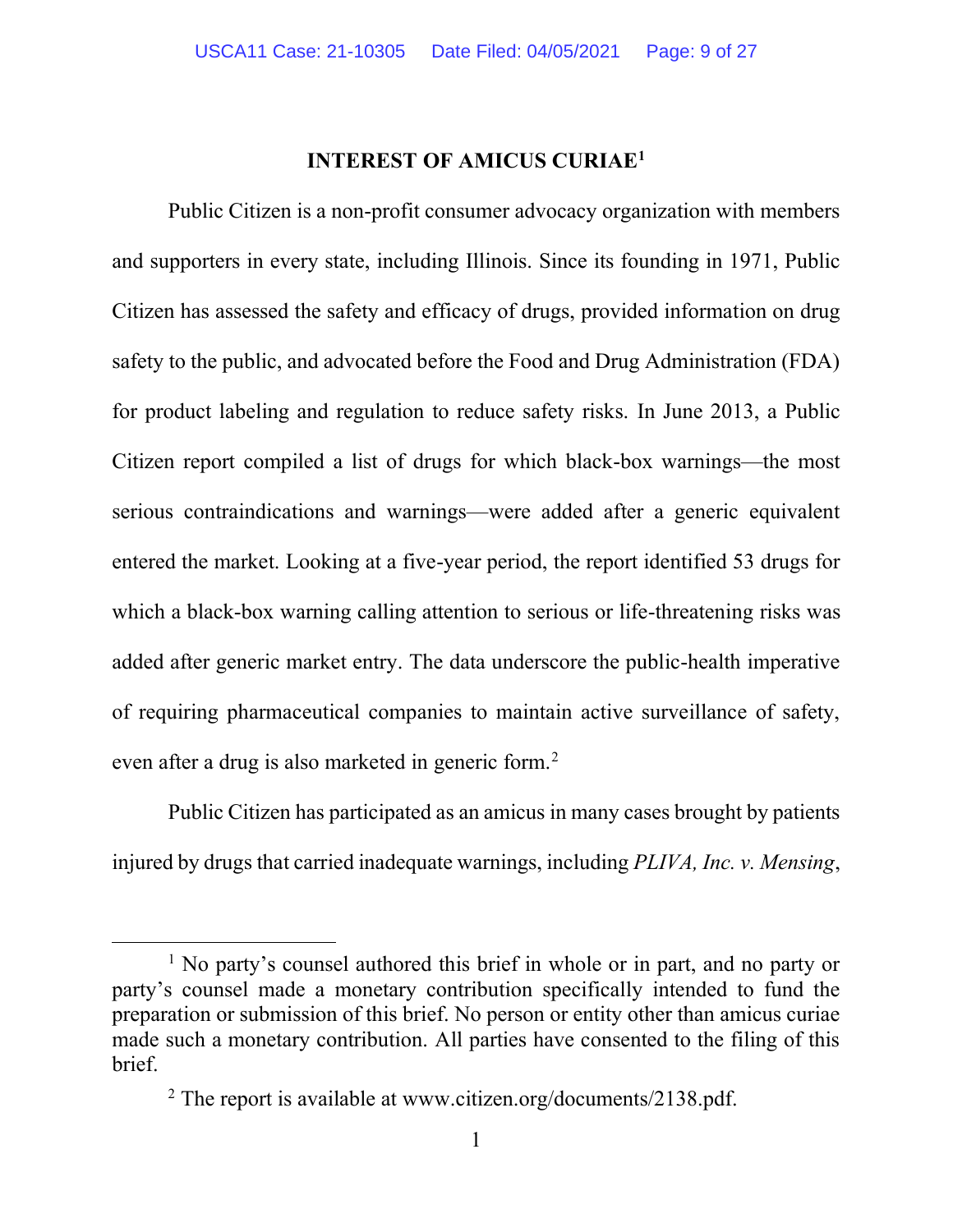## INTEREST OF AMICUS CURIAE[1]

Public Citizen is a non-profit consumer advocacy organization with members and supporters in every state, including Illinois. Since its founding in 1971, Public Citizen has assessed the safety and efficacy of drugs, provided information on drug safety to the public, and advocated before the Food and Drug Administration (FDA) for product labeling and regulation to reduce safety risks. In June 2013, a Public Citizen report compiled a list of drugs for which black-box warnings—the most serious contraindications and warnings—were added after a generic equivalent entered the market. Looking at a five-year period, the report identified 53 drugs for which a black-box warning calling attention to serious or life-threatening risks was added after generic market entry. The data underscore the public-health imperative of requiring pharmaceutical companies to maintain active surveillance of safety, even after a drug is also marketed in generic form.[2]

Public Citizen has participated as an amicus in many cases brought by patients injured by drugs that carried inadequate warnings, including *PLIVA, Inc. v. Mensing*,

---

[1] No party's counsel authored this brief in whole or in part, and no party or party's counsel made a monetary contribution specifically intended to fund the preparation or submission of this brief. No person or entity other than amicus curiae made such a monetary contribution. All parties have consented to the filing of this brief.

[2] The report is available at www.citizen.org/documents/2138.pdf.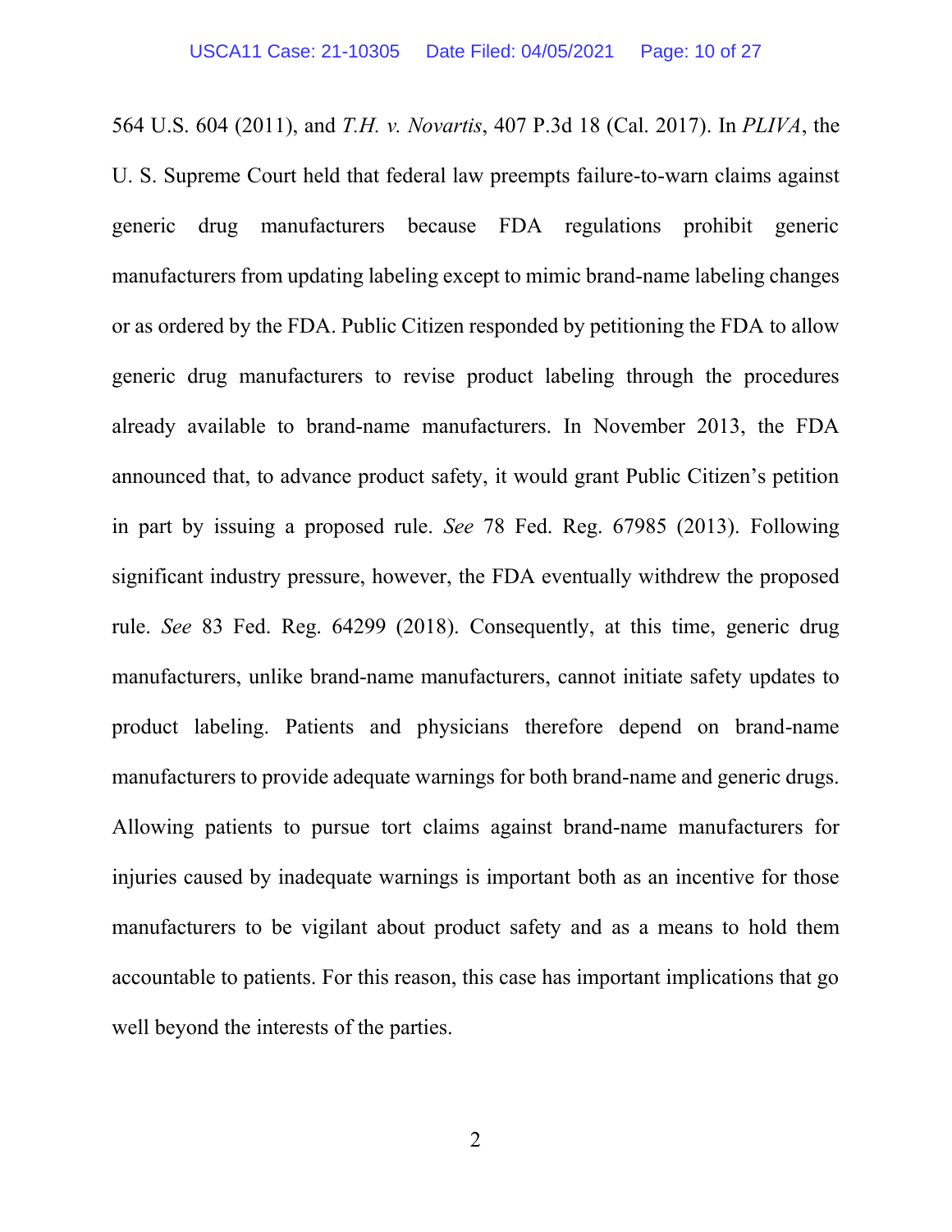564 U.S. 604 (2011), and *T.H. v. Novartis*, 407 P.3d 18 (Cal. 2017). In *PLIVA*, the U. S. Supreme Court held that federal law preempts failure-to-warn claims against generic drug manufacturers because FDA regulations prohibit generic manufacturers from updating labeling except to mimic brand-name labeling changes or as ordered by the FDA. Public Citizen responded by petitioning the FDA to allow generic drug manufacturers to revise product labeling through the procedures already available to brand-name manufacturers. In November 2013, the FDA announced that, to advance product safety, it would grant Public Citizen's petition in part by issuing a proposed rule. *See* 78 Fed. Reg. 67985 (2013). Following significant industry pressure, however, the FDA eventually withdrew the proposed rule. *See* 83 Fed. Reg. 64299 (2018). Consequently, at this time, generic drug manufacturers, unlike brand-name manufacturers, cannot initiate safety updates to product labeling. Patients and physicians therefore depend on brand-name manufacturers to provide adequate warnings for both brand-name and generic drugs. Allowing patients to pursue tort claims against brand-name manufacturers for injuries caused by inadequate warnings is important both as an incentive for those manufacturers to be vigilant about product safety and as a means to hold them accountable to patients. For this reason, this case has important implications that go well beyond the interests of the parties.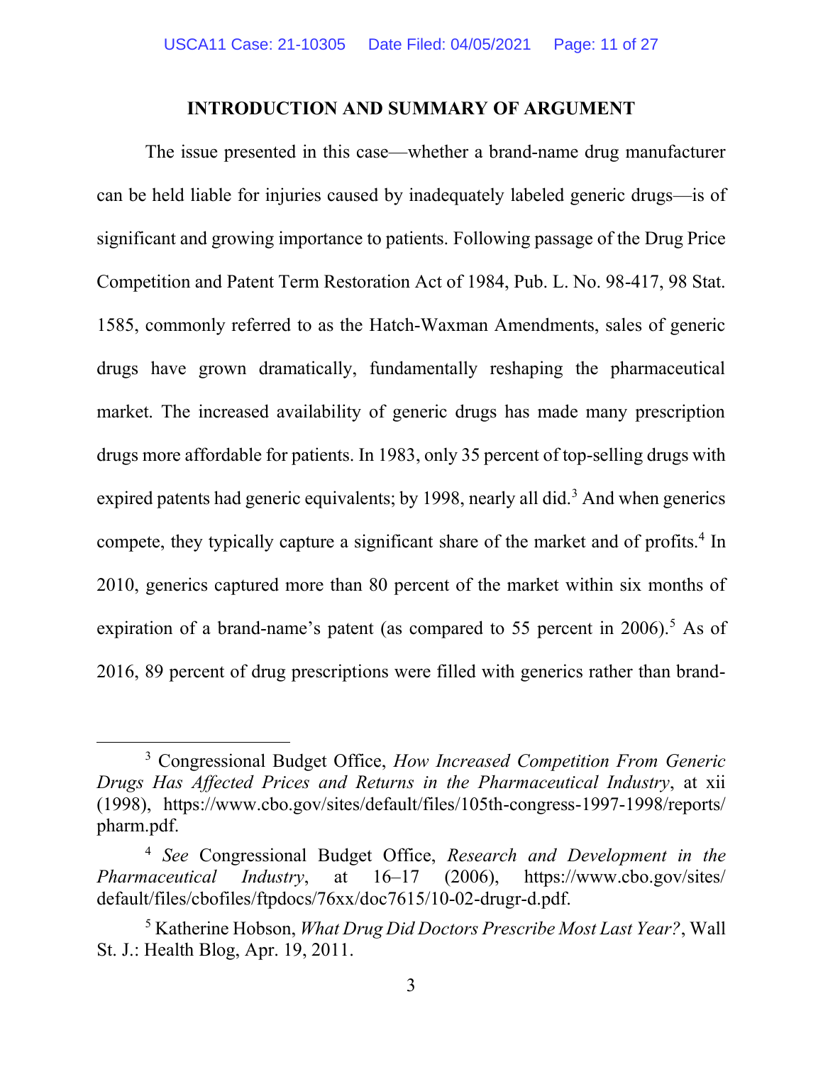## INTRODUCTION AND SUMMARY OF ARGUMENT

The issue presented in this case—whether a brand-name drug manufacturer can be held liable for injuries caused by inadequately labeled generic drugs—is of significant and growing importance to patients. Following passage of the Drug Price Competition and Patent Term Restoration Act of 1984, Pub. L. No. 98-417, 98 Stat. 1585, commonly referred to as the Hatch-Waxman Amendments, sales of generic drugs have grown dramatically, fundamentally reshaping the pharmaceutical market. The increased availability of generic drugs has made many prescription drugs more affordable for patients. In 1983, only 35 percent of top-selling drugs with expired patents had generic equivalents; by 1998, nearly all did.[3] And when generics compete, they typically capture a significant share of the market and of profits.[4] In 2010, generics captured more than 80 percent of the market within six months of expiration of a brand-name's patent (as compared to 55 percent in 2006).[5] As of 2016, 89 percent of drug prescriptions were filled with generics rather than brand-

---

[3] Congressional Budget Office, *How Increased Competition From Generic Drugs Has Affected Prices and Returns in the Pharmaceutical Industry*, at xii (1998), https://www.cbo.gov/sites/default/files/105th-congress-1997-1998/reports/pharm.pdf.

[4] *See* Congressional Budget Office, *Research and Development in the Pharmaceutical Industry*, at 16–17 (2006), https://www.cbo.gov/sites/default/files/cbofiles/ftpdocs/76xx/doc7615/10-02-drugr-d.pdf.

[5] Katherine Hobson, *What Drug Did Doctors Prescribe Most Last Year?*, Wall St. J.: Health Blog, Apr. 19, 2011.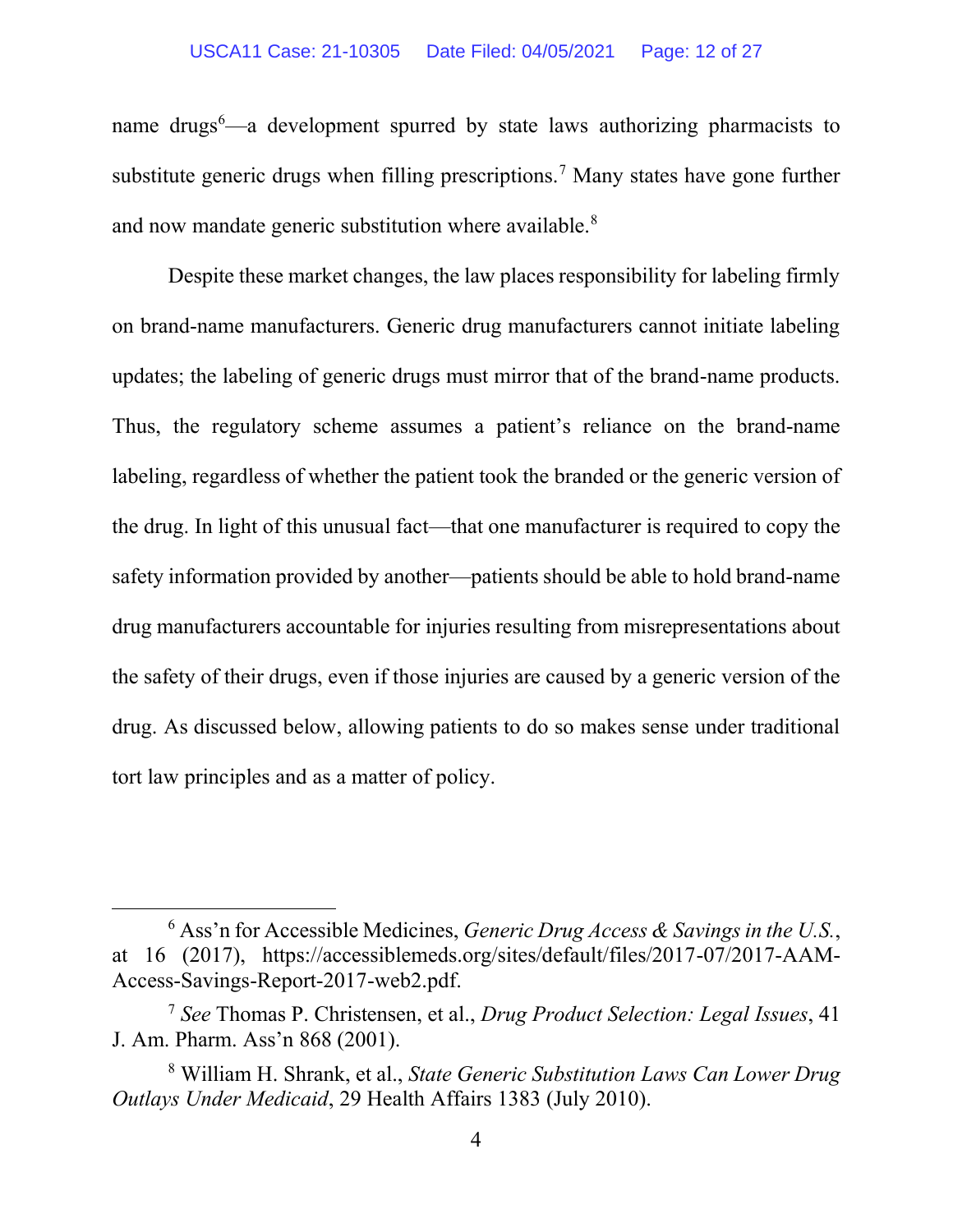name drugs[6]—a development spurred by state laws authorizing pharmacists to substitute generic drugs when filling prescriptions.[7] Many states have gone further and now mandate generic substitution where available.[8]

Despite these market changes, the law places responsibility for labeling firmly on brand-name manufacturers. Generic drug manufacturers cannot initiate labeling updates; the labeling of generic drugs must mirror that of the brand-name products. Thus, the regulatory scheme assumes a patient's reliance on the brand-name labeling, regardless of whether the patient took the branded or the generic version of the drug. In light of this unusual fact—that one manufacturer is required to copy the safety information provided by another—patients should be able to hold brand-name drug manufacturers accountable for injuries resulting from misrepresentations about the safety of their drugs, even if those injuries are caused by a generic version of the drug. As discussed below, allowing patients to do so makes sense under traditional tort law principles and as a matter of policy.

---

[6] Ass'n for Accessible Medicines, *Generic Drug Access & Savings in the U.S.*, at 16 (2017), https://accessiblemeds.org/sites/default/files/2017-07/2017-AAM-Access-Savings-Report-2017-web2.pdf.

[7] *See* Thomas P. Christensen, et al., *Drug Product Selection: Legal Issues*, 41 J. Am. Pharm. Ass'n 868 (2001).

[8] William H. Shrank, et al., *State Generic Substitution Laws Can Lower Drug Outlays Under Medicaid*, 29 Health Affairs 1383 (July 2010).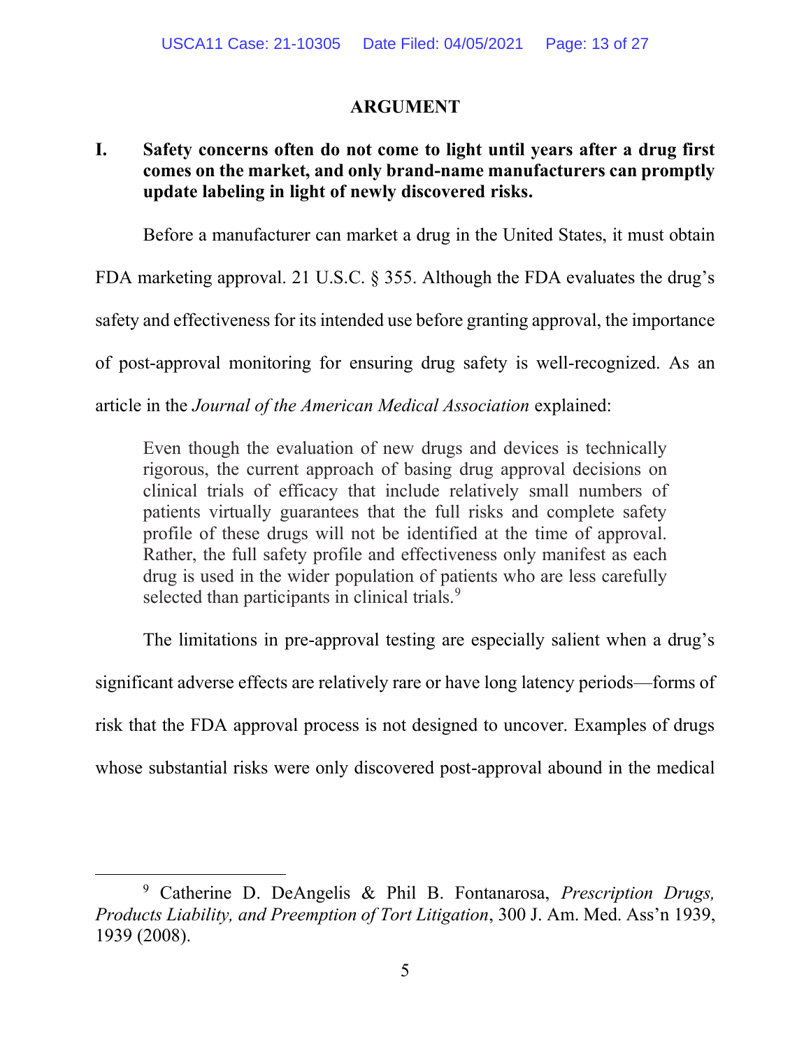## ARGUMENT

### I. Safety concerns often do not come to light until years after a drug first comes on the market, and only brand-name manufacturers can promptly update labeling in light of newly discovered risks.

Before a manufacturer can market a drug in the United States, it must obtain FDA marketing approval. 21 U.S.C. § 355. Although the FDA evaluates the drug's safety and effectiveness for its intended use before granting approval, the importance of post-approval monitoring for ensuring drug safety is well-recognized. As an article in the *Journal of the American Medical Association* explained:

> Even though the evaluation of new drugs and devices is technically rigorous, the current approach of basing drug approval decisions on clinical trials of efficacy that include relatively small numbers of patients virtually guarantees that the full risks and complete safety profile of these drugs will not be identified at the time of approval. Rather, the full safety profile and effectiveness only manifest as each drug is used in the wider population of patients who are less carefully selected than participants in clinical trials.[9]

The limitations in pre-approval testing are especially salient when a drug's significant adverse effects are relatively rare or have long latency periods—forms of risk that the FDA approval process is not designed to uncover. Examples of drugs whose substantial risks were only discovered post-approval abound in the medical

---

[9] Catherine D. DeAngelis & Phil B. Fontanarosa, *Prescription Drugs, Products Liability, and Preemption of Tort Litigation*, 300 J. Am. Med. Ass'n 1939, 1939 (2008).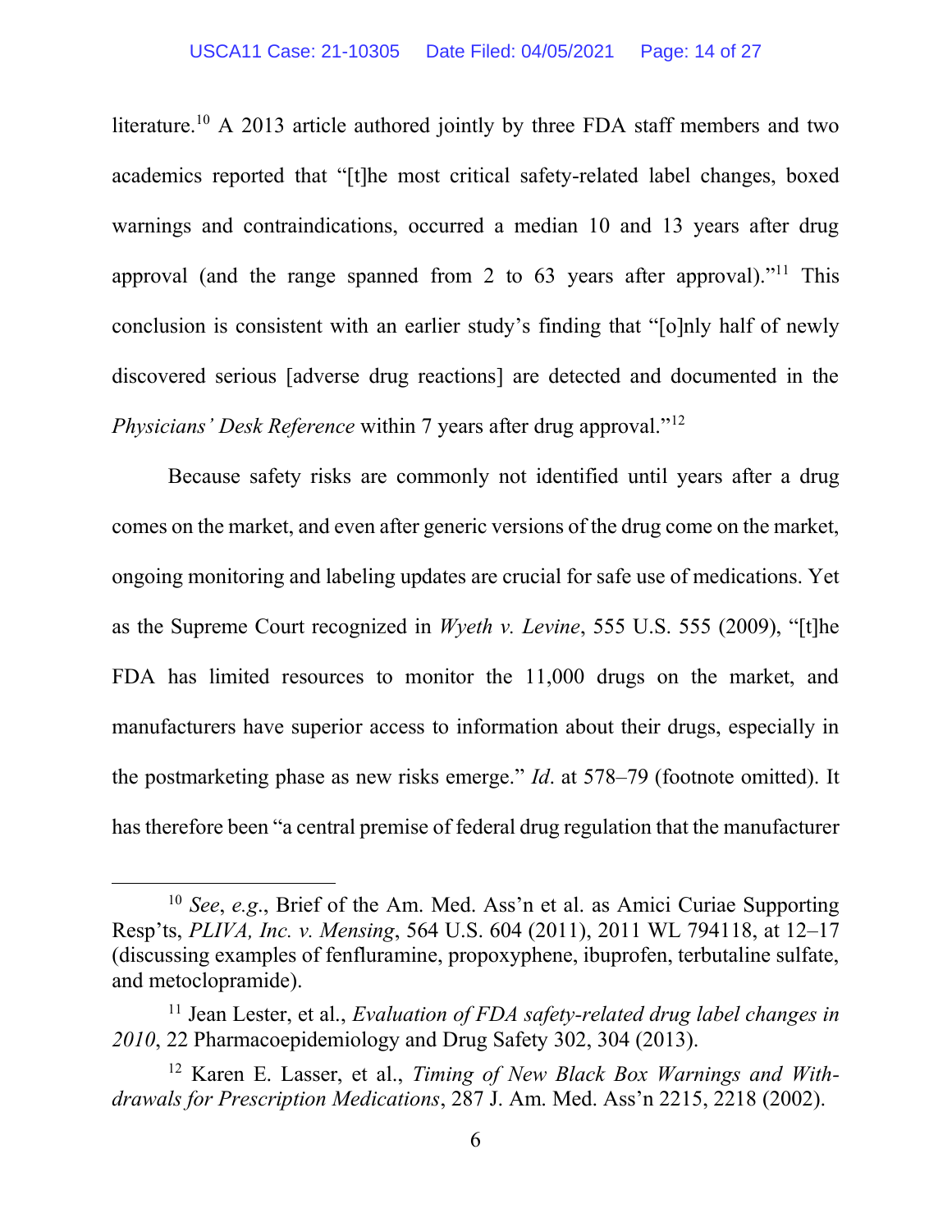literature.[10] A 2013 article authored jointly by three FDA staff members and two academics reported that "[t]he most critical safety-related label changes, boxed warnings and contraindications, occurred a median 10 and 13 years after drug approval (and the range spanned from 2 to 63 years after approval)."[11] This conclusion is consistent with an earlier study's finding that "[o]nly half of newly discovered serious [adverse drug reactions] are detected and documented in the *Physicians' Desk Reference* within 7 years after drug approval."[12]

Because safety risks are commonly not identified until years after a drug comes on the market, and even after generic versions of the drug come on the market, ongoing monitoring and labeling updates are crucial for safe use of medications. Yet as the Supreme Court recognized in *Wyeth v. Levine*, 555 U.S. 555 (2009), "[t]he FDA has limited resources to monitor the 11,000 drugs on the market, and manufacturers have superior access to information about their drugs, especially in the postmarketing phase as new risks emerge." *Id*. at 578–79 (footnote omitted). It has therefore been "a central premise of federal drug regulation that the manufacturer

---

[10] *See*, *e.g.*, Brief of the Am. Med. Ass'n et al. as Amici Curiae Supporting Resp'ts, *PLIVA, Inc. v. Mensing*, 564 U.S. 604 (2011), 2011 WL 794118, at 12–17 (discussing examples of fenfluramine, propoxyphene, ibuprofen, terbutaline sulfate, and metoclopramide).

[11] Jean Lester, et al., *Evaluation of FDA safety-related drug label changes in 2010*, 22 Pharmacoepidemiology and Drug Safety 302, 304 (2013).

[12] Karen E. Lasser, et al., *Timing of New Black Box Warnings and Withdrawals for Prescription Medications*, 287 J. Am. Med. Ass'n 2215, 2218 (2002).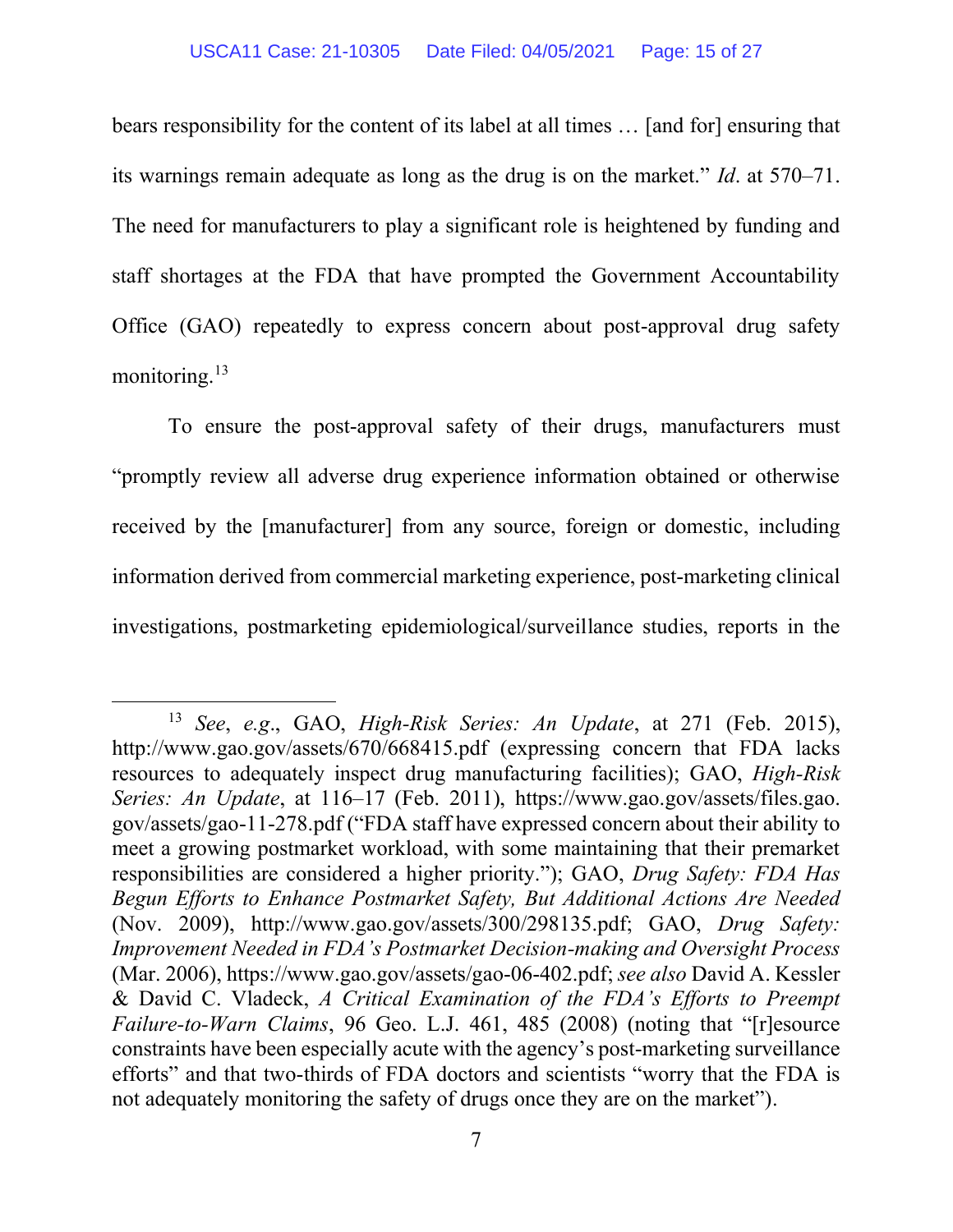bears responsibility for the content of its label at all times … [and for] ensuring that its warnings remain adequate as long as the drug is on the market." *Id*. at 570–71. The need for manufacturers to play a significant role is heightened by funding and staff shortages at the FDA that have prompted the Government Accountability Office (GAO) repeatedly to express concern about post-approval drug safety monitoring.[13]

To ensure the post-approval safety of their drugs, manufacturers must "promptly review all adverse drug experience information obtained or otherwise received by the [manufacturer] from any source, foreign or domestic, including information derived from commercial marketing experience, post-marketing clinical investigations, postmarketing epidemiological/surveillance studies, reports in the

---

[13] *See*, *e.g*., GAO, *High-Risk Series: An Update*, at 271 (Feb. 2015), http://www.gao.gov/assets/670/668415.pdf (expressing concern that FDA lacks resources to adequately inspect drug manufacturing facilities); GAO, *High-Risk Series: An Update*, at 116–17 (Feb. 2011), https://www.gao.gov/assets/files.gao.gov/assets/gao-11-278.pdf ("FDA staff have expressed concern about their ability to meet a growing postmarket workload, with some maintaining that their premarket responsibilities are considered a higher priority."); GAO, *Drug Safety: FDA Has Begun Efforts to Enhance Postmarket Safety, But Additional Actions Are Needed* (Nov. 2009), http://www.gao.gov/assets/300/298135.pdf; GAO, *Drug Safety: Improvement Needed in FDA's Postmarket Decision-making and Oversight Process* (Mar. 2006), https://www.gao.gov/assets/gao-06-402.pdf; *see also* David A. Kessler & David C. Vladeck, *A Critical Examination of the FDA's Efforts to Preempt Failure-to-Warn Claims*, 96 Geo. L.J. 461, 485 (2008) (noting that "[r]esource constraints have been especially acute with the agency's post-marketing surveillance efforts" and that two-thirds of FDA doctors and scientists "worry that the FDA is not adequately monitoring the safety of drugs once they are on the market").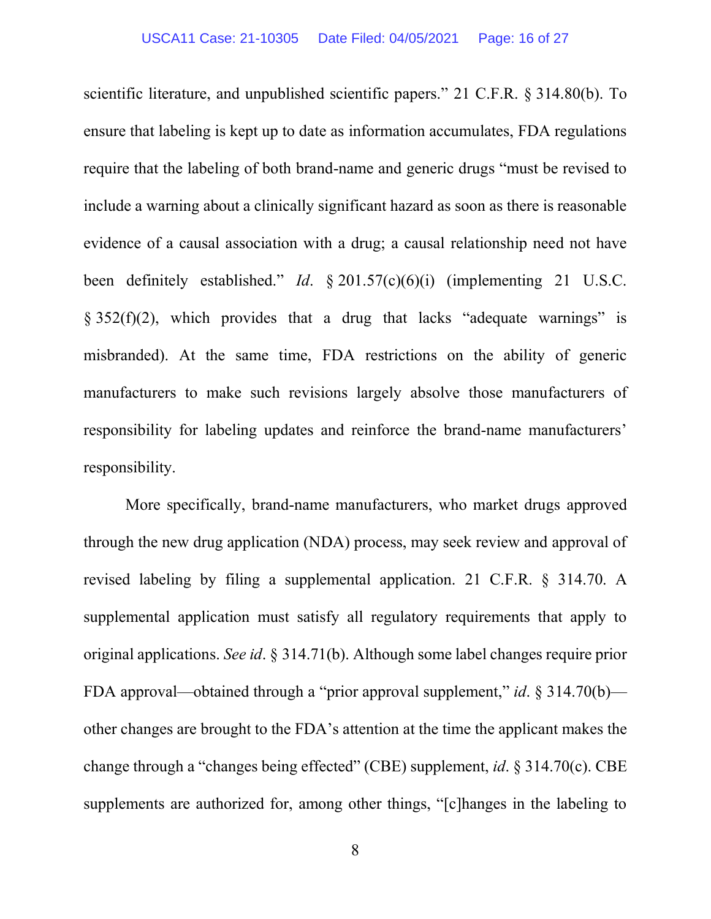scientific literature, and unpublished scientific papers." 21 C.F.R. § 314.80(b). To ensure that labeling is kept up to date as information accumulates, FDA regulations require that the labeling of both brand-name and generic drugs "must be revised to include a warning about a clinically significant hazard as soon as there is reasonable evidence of a causal association with a drug; a causal relationship need not have been definitely established." *Id*. § 201.57(c)(6)(i) (implementing 21 U.S.C. § 352(f)(2), which provides that a drug that lacks "adequate warnings" is misbranded). At the same time, FDA restrictions on the ability of generic manufacturers to make such revisions largely absolve those manufacturers of responsibility for labeling updates and reinforce the brand-name manufacturers' responsibility.

More specifically, brand-name manufacturers, who market drugs approved through the new drug application (NDA) process, may seek review and approval of revised labeling by filing a supplemental application. 21 C.F.R. § 314.70. A supplemental application must satisfy all regulatory requirements that apply to original applications. *See id*. § 314.71(b). Although some label changes require prior FDA approval—obtained through a "prior approval supplement," *id*. § 314.70(b)—other changes are brought to the FDA's attention at the time the applicant makes the change through a "changes being effected" (CBE) supplement, *id*. § 314.70(c). CBE supplements are authorized for, among other things, "[c]hanges in the labeling to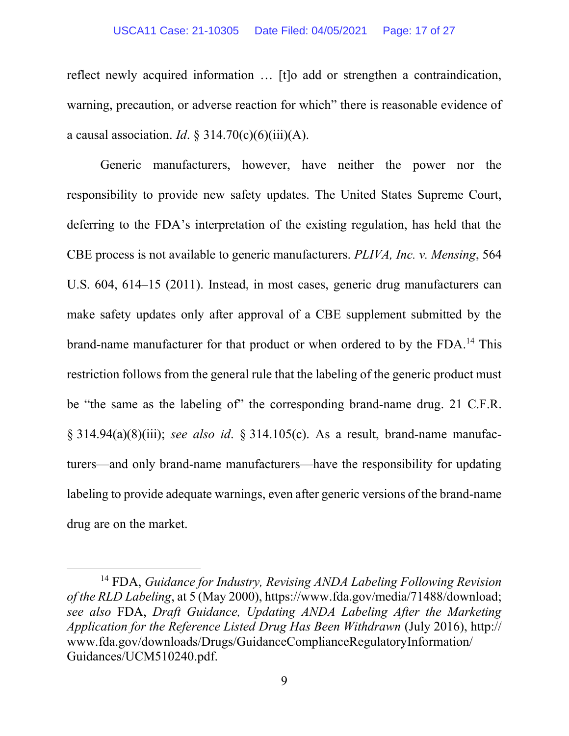reflect newly acquired information … [t]o add or strengthen a contraindication, warning, precaution, or adverse reaction for which" there is reasonable evidence of a causal association. *Id*. § 314.70(c)(6)(iii)(A).

Generic manufacturers, however, have neither the power nor the responsibility to provide new safety updates. The United States Supreme Court, deferring to the FDA's interpretation of the existing regulation, has held that the CBE process is not available to generic manufacturers. *PLIVA, Inc. v. Mensing*, 564 U.S. 604, 614–15 (2011). Instead, in most cases, generic drug manufacturers can make safety updates only after approval of a CBE supplement submitted by the brand-name manufacturer for that product or when ordered to by the FDA.[14] This restriction follows from the general rule that the labeling of the generic product must be "the same as the labeling of" the corresponding brand-name drug. 21 C.F.R. § 314.94(a)(8)(iii); *see also id*. § 314.105(c). As a result, brand-name manufacturers—and only brand-name manufacturers—have the responsibility for updating labeling to provide adequate warnings, even after generic versions of the brand-name drug are on the market.

---

[14] FDA, *Guidance for Industry, Revising ANDA Labeling Following Revision of the RLD Labeling*, at 5 (May 2000), https://www.fda.gov/media/71488/download; *see also* FDA, *Draft Guidance, Updating ANDA Labeling After the Marketing Application for the Reference Listed Drug Has Been Withdrawn* (July 2016), http://www.fda.gov/downloads/Drugs/GuidanceComplianceRegulatoryInformation/Guidances/UCM510240.pdf.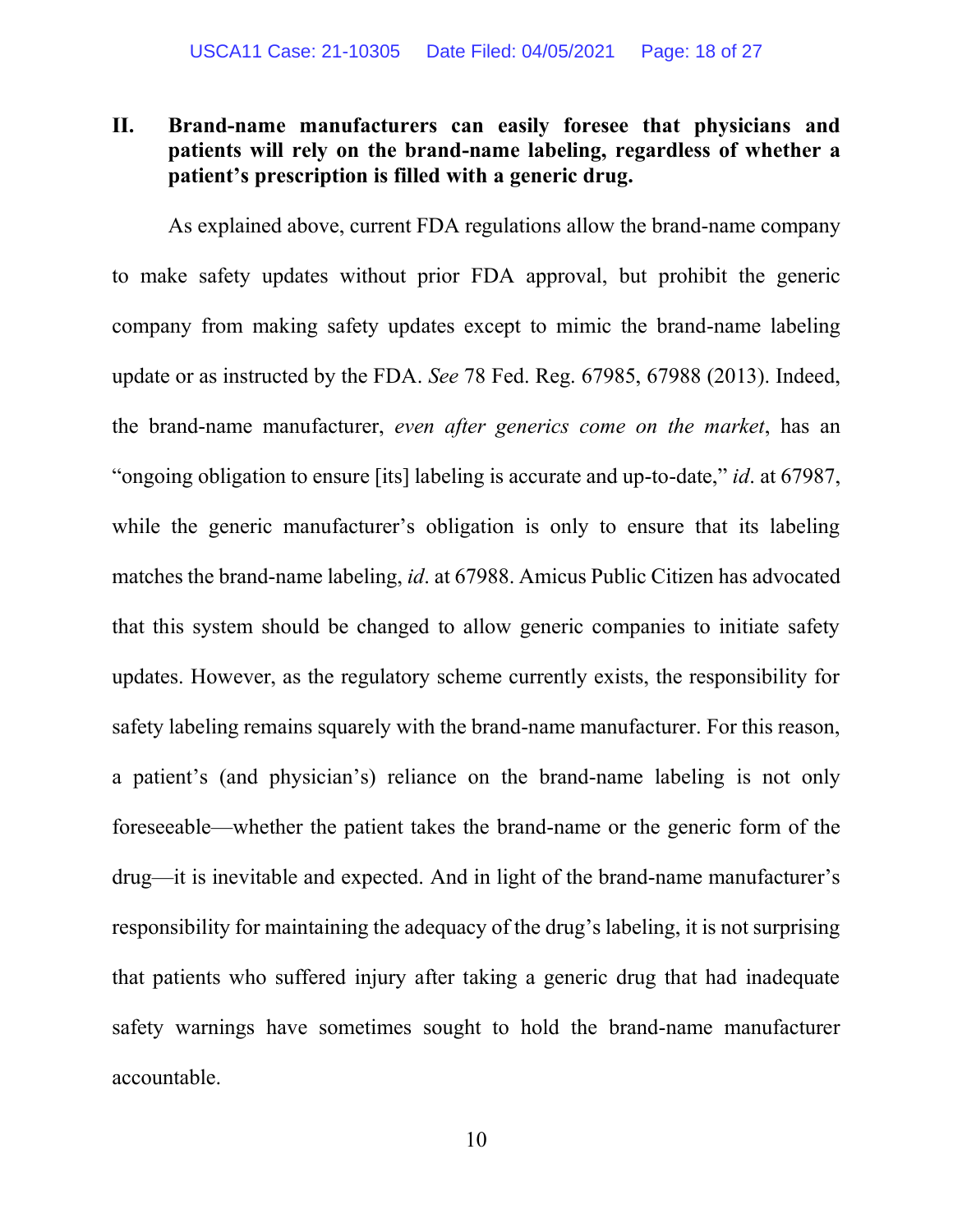## II. Brand-name manufacturers can easily foresee that physicians and patients will rely on the brand-name labeling, regardless of whether a patient's prescription is filled with a generic drug.

As explained above, current FDA regulations allow the brand-name company to make safety updates without prior FDA approval, but prohibit the generic company from making safety updates except to mimic the brand-name labeling update or as instructed by the FDA. *See* 78 Fed. Reg. 67985, 67988 (2013). Indeed, the brand-name manufacturer, *even after generics come on the market*, has an "ongoing obligation to ensure [its] labeling is accurate and up-to-date," *id*. at 67987, while the generic manufacturer's obligation is only to ensure that its labeling matches the brand-name labeling, *id*. at 67988. Amicus Public Citizen has advocated that this system should be changed to allow generic companies to initiate safety updates. However, as the regulatory scheme currently exists, the responsibility for safety labeling remains squarely with the brand-name manufacturer. For this reason, a patient's (and physician's) reliance on the brand-name labeling is not only foreseeable—whether the patient takes the brand-name or the generic form of the drug—it is inevitable and expected. And in light of the brand-name manufacturer's responsibility for maintaining the adequacy of the drug's labeling, it is not surprising that patients who suffered injury after taking a generic drug that had inadequate safety warnings have sometimes sought to hold the brand-name manufacturer accountable.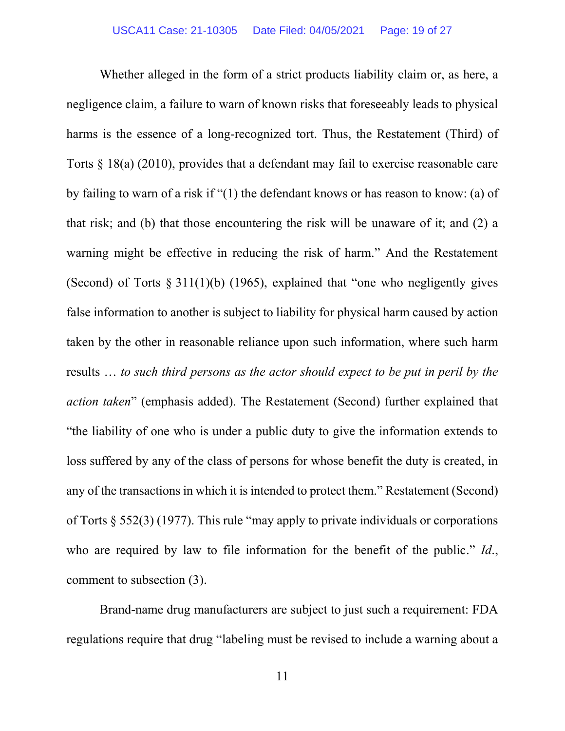Whether alleged in the form of a strict products liability claim or, as here, a negligence claim, a failure to warn of known risks that foreseeably leads to physical harms is the essence of a long-recognized tort. Thus, the Restatement (Third) of Torts § 18(a) (2010), provides that a defendant may fail to exercise reasonable care by failing to warn of a risk if "(1) the defendant knows or has reason to know: (a) of that risk; and (b) that those encountering the risk will be unaware of it; and (2) a warning might be effective in reducing the risk of harm." And the Restatement (Second) of Torts § 311(1)(b) (1965), explained that "one who negligently gives false information to another is subject to liability for physical harm caused by action taken by the other in reasonable reliance upon such information, where such harm results … *to such third persons as the actor should expect to be put in peril by the action taken*" (emphasis added). The Restatement (Second) further explained that "the liability of one who is under a public duty to give the information extends to loss suffered by any of the class of persons for whose benefit the duty is created, in any of the transactions in which it is intended to protect them." Restatement (Second) of Torts § 552(3) (1977). This rule "may apply to private individuals or corporations who are required by law to file information for the benefit of the public." *Id.*, comment to subsection (3).

Brand-name drug manufacturers are subject to just such a requirement: FDA regulations require that drug "labeling must be revised to include a warning about a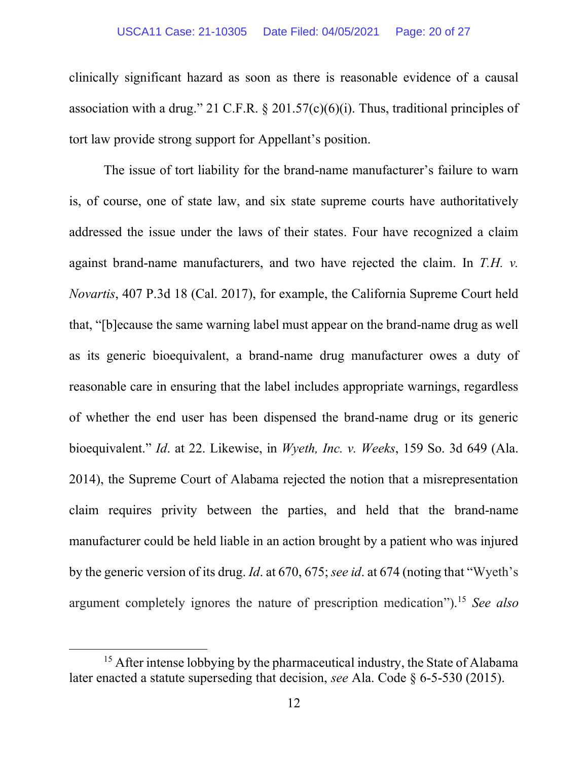clinically significant hazard as soon as there is reasonable evidence of a causal association with a drug." 21 C.F.R. § 201.57(c)(6)(i). Thus, traditional principles of tort law provide strong support for Appellant's position.

The issue of tort liability for the brand-name manufacturer's failure to warn is, of course, one of state law, and six state supreme courts have authoritatively addressed the issue under the laws of their states. Four have recognized a claim against brand-name manufacturers, and two have rejected the claim. In *T.H. v. Novartis*, 407 P.3d 18 (Cal. 2017), for example, the California Supreme Court held that, "[b]ecause the same warning label must appear on the brand-name drug as well as its generic bioequivalent, a brand-name drug manufacturer owes a duty of reasonable care in ensuring that the label includes appropriate warnings, regardless of whether the end user has been dispensed the brand-name drug or its generic bioequivalent." *Id*. at 22. Likewise, in *Wyeth, Inc. v. Weeks*, 159 So. 3d 649 (Ala. 2014), the Supreme Court of Alabama rejected the notion that a misrepresentation claim requires privity between the parties, and held that the brand-name manufacturer could be held liable in an action brought by a patient who was injured by the generic version of its drug. *Id*. at 670, 675; *see id*. at 674 (noting that "Wyeth's argument completely ignores the nature of prescription medication").[15] *See also*

[15] After intense lobbying by the pharmaceutical industry, the State of Alabama later enacted a statute superseding that decision, *see* Ala. Code § 6-5-530 (2015).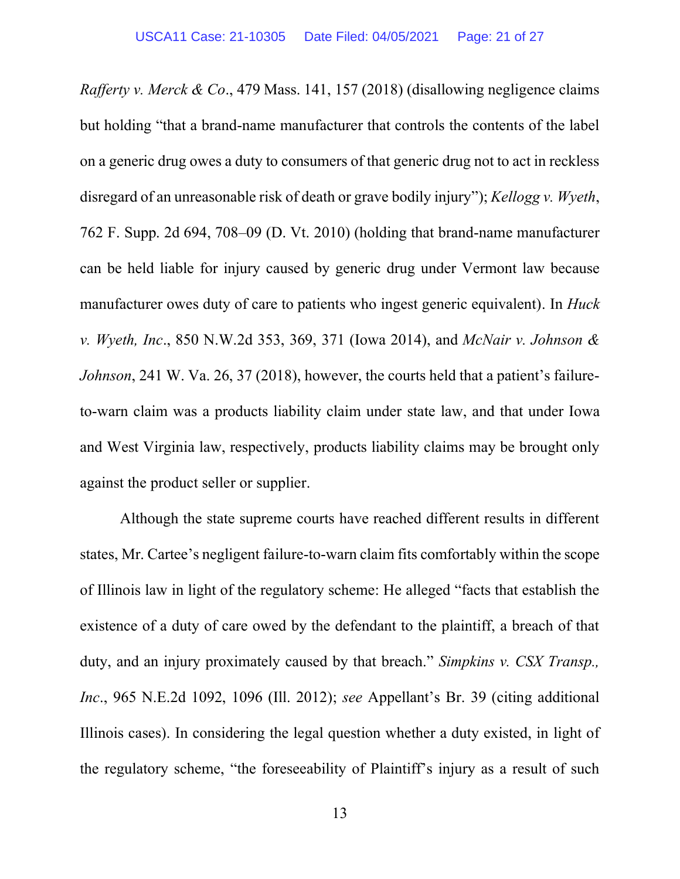*Rafferty v. Merck & Co*., 479 Mass. 141, 157 (2018) (disallowing negligence claims but holding "that a brand-name manufacturer that controls the contents of the label on a generic drug owes a duty to consumers of that generic drug not to act in reckless disregard of an unreasonable risk of death or grave bodily injury"); *Kellogg v. Wyeth*, 762 F. Supp. 2d 694, 708–09 (D. Vt. 2010) (holding that brand-name manufacturer can be held liable for injury caused by generic drug under Vermont law because manufacturer owes duty of care to patients who ingest generic equivalent). In *Huck v. Wyeth, Inc*., 850 N.W.2d 353, 369, 371 (Iowa 2014), and *McNair v. Johnson & Johnson*, 241 W. Va. 26, 37 (2018), however, the courts held that a patient's failure-to-warn claim was a products liability claim under state law, and that under Iowa and West Virginia law, respectively, products liability claims may be brought only against the product seller or supplier.

Although the state supreme courts have reached different results in different states, Mr. Cartee's negligent failure-to-warn claim fits comfortably within the scope of Illinois law in light of the regulatory scheme: He alleged "facts that establish the existence of a duty of care owed by the defendant to the plaintiff, a breach of that duty, and an injury proximately caused by that breach." *Simpkins v. CSX Transp., Inc*., 965 N.E.2d 1092, 1096 (Ill. 2012); *see* Appellant's Br. 39 (citing additional Illinois cases). In considering the legal question whether a duty existed, in light of the regulatory scheme, "the foreseeability of Plaintiff's injury as a result of such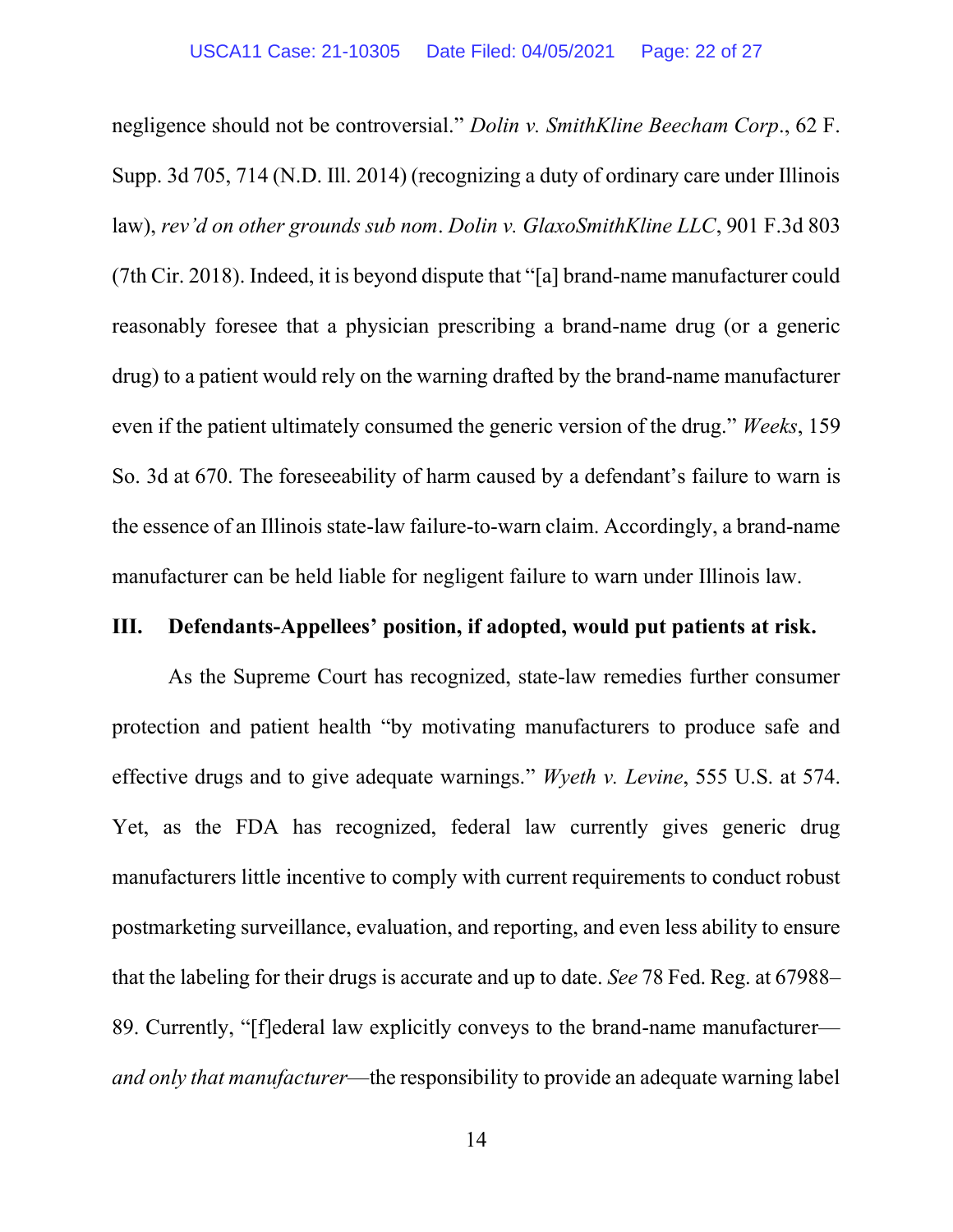negligence should not be controversial." *Dolin v. SmithKline Beecham Corp*., 62 F. Supp. 3d 705, 714 (N.D. Ill. 2014) (recognizing a duty of ordinary care under Illinois law), *rev'd on other grounds sub nom*. *Dolin v. GlaxoSmithKline LLC*, 901 F.3d 803 (7th Cir. 2018). Indeed, it is beyond dispute that "[a] brand-name manufacturer could reasonably foresee that a physician prescribing a brand-name drug (or a generic drug) to a patient would rely on the warning drafted by the brand-name manufacturer even if the patient ultimately consumed the generic version of the drug." *Weeks*, 159 So. 3d at 670. The foreseeability of harm caused by a defendant's failure to warn is the essence of an Illinois state-law failure-to-warn claim. Accordingly, a brand-name manufacturer can be held liable for negligent failure to warn under Illinois law.

## III. Defendants-Appellees' position, if adopted, would put patients at risk.

As the Supreme Court has recognized, state-law remedies further consumer protection and patient health "by motivating manufacturers to produce safe and effective drugs and to give adequate warnings." *Wyeth v. Levine*, 555 U.S. at 574. Yet, as the FDA has recognized, federal law currently gives generic drug manufacturers little incentive to comply with current requirements to conduct robust postmarketing surveillance, evaluation, and reporting, and even less ability to ensure that the labeling for their drugs is accurate and up to date. *See* 78 Fed. Reg. at 67988–89. Currently, "[f]ederal law explicitly conveys to the brand-name manufacturer—*and only that manufacturer*—the responsibility to provide an adequate warning label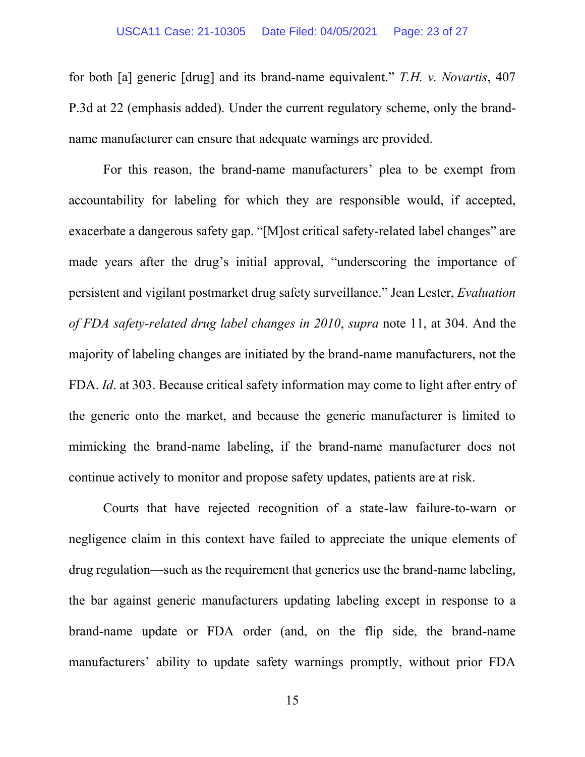for both [a] generic [drug] and its brand-name equivalent." *T.H. v. Novartis*, 407 P.3d at 22 (emphasis added). Under the current regulatory scheme, only the brand-name manufacturer can ensure that adequate warnings are provided.

For this reason, the brand-name manufacturers' plea to be exempt from accountability for labeling for which they are responsible would, if accepted, exacerbate a dangerous safety gap. "[M]ost critical safety-related label changes" are made years after the drug's initial approval, "underscoring the importance of persistent and vigilant postmarket drug safety surveillance." Jean Lester, *Evaluation of FDA safety-related drug label changes in 2010*, *supra* note 11, at 304. And the majority of labeling changes are initiated by the brand-name manufacturers, not the FDA. *Id*. at 303. Because critical safety information may come to light after entry of the generic onto the market, and because the generic manufacturer is limited to mimicking the brand-name labeling, if the brand-name manufacturer does not continue actively to monitor and propose safety updates, patients are at risk.

Courts that have rejected recognition of a state-law failure-to-warn or negligence claim in this context have failed to appreciate the unique elements of drug regulation—such as the requirement that generics use the brand-name labeling, the bar against generic manufacturers updating labeling except in response to a brand-name update or FDA order (and, on the flip side, the brand-name manufacturers' ability to update safety warnings promptly, without prior FDA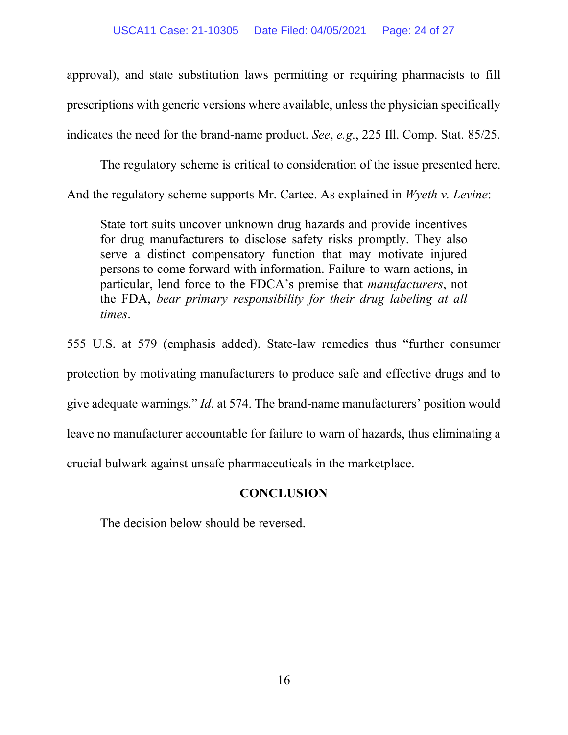approval), and state substitution laws permitting or requiring pharmacists to fill prescriptions with generic versions where available, unless the physician specifically indicates the need for the brand-name product. *See*, *e.g.*, 225 Ill. Comp. Stat. 85/25.

The regulatory scheme is critical to consideration of the issue presented here. And the regulatory scheme supports Mr. Cartee. As explained in *Wyeth v. Levine*:

> State tort suits uncover unknown drug hazards and provide incentives for drug manufacturers to disclose safety risks promptly. They also serve a distinct compensatory function that may motivate injured persons to come forward with information. Failure-to-warn actions, in particular, lend force to the FDCA's premise that *manufacturers*, not the FDA, *bear primary responsibility for their drug labeling at all times*.

555 U.S. at 579 (emphasis added). State-law remedies thus "further consumer protection by motivating manufacturers to produce safe and effective drugs and to give adequate warnings." *Id*. at 574. The brand-name manufacturers' position would leave no manufacturer accountable for failure to warn of hazards, thus eliminating a crucial bulwark against unsafe pharmaceuticals in the marketplace.

## CONCLUSION

The decision below should be reversed.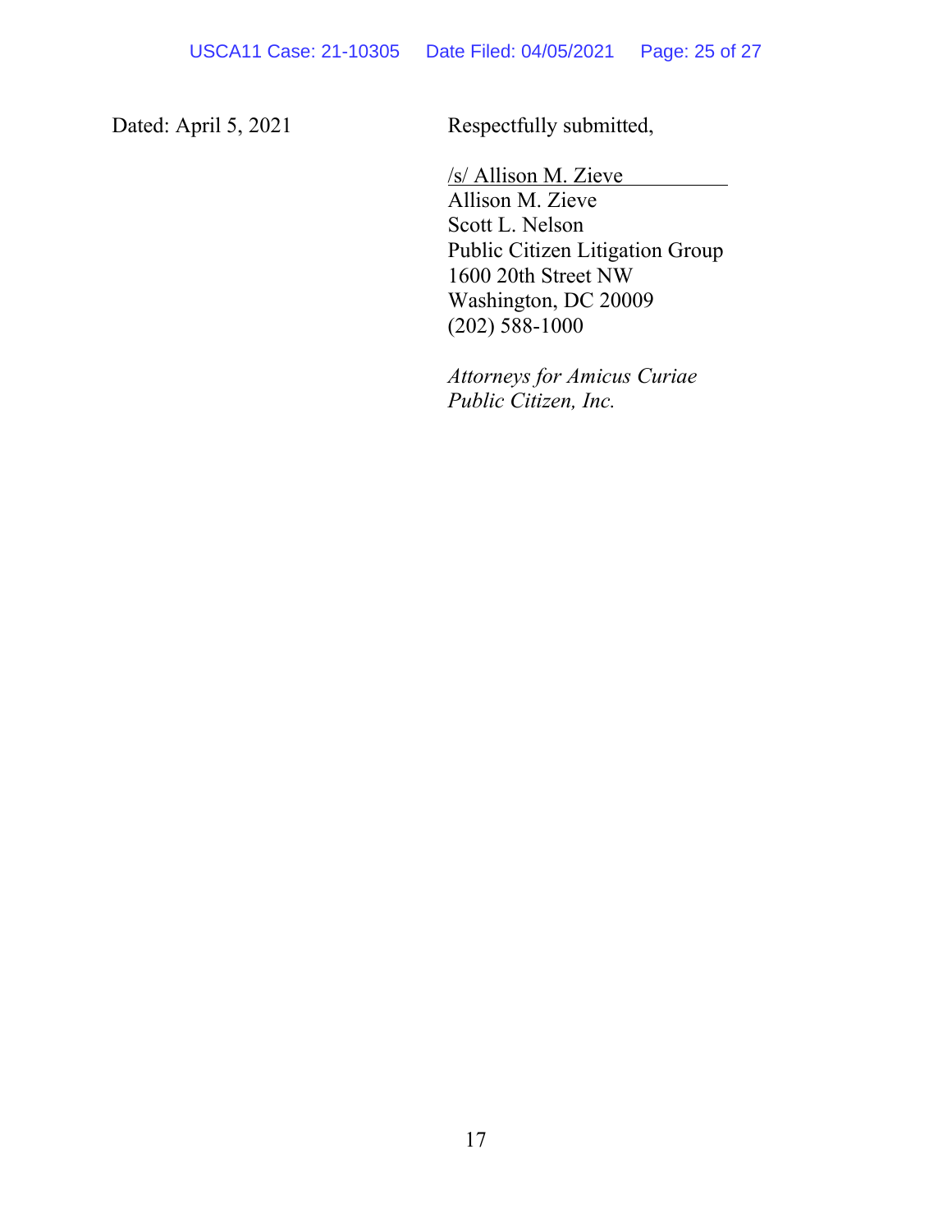Dated: April 5, 2021

Respectfully submitted,

/s/ Allison M. Zieve
Allison M. Zieve
Scott L. Nelson
Public Citizen Litigation Group
1600 20th Street NW
Washington, DC 20009
(202) 588-1000

*Attorneys for Amicus Curiae Public Citizen, Inc.*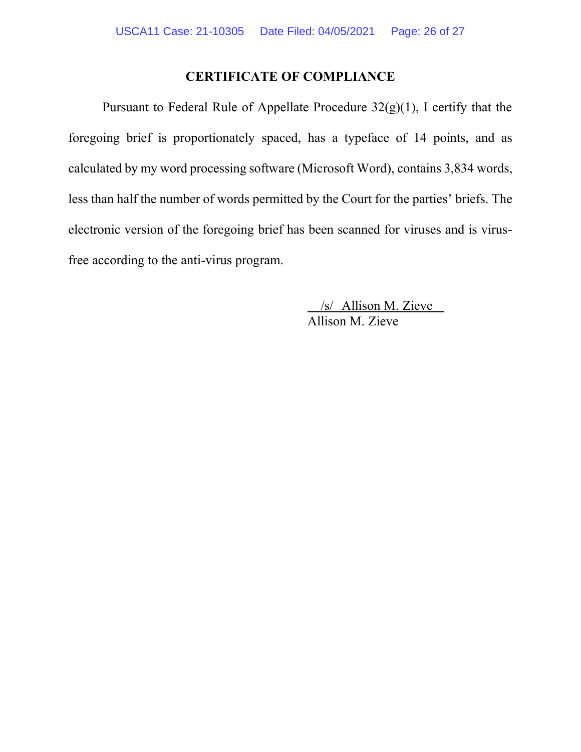## CERTIFICATE OF COMPLIANCE

Pursuant to Federal Rule of Appellate Procedure 32(g)(1), I certify that the foregoing brief is proportionately spaced, has a typeface of 14 points, and as calculated by my word processing software (Microsoft Word), contains 3,834 words, less than half the number of words permitted by the Court for the parties' briefs. The electronic version of the foregoing brief has been scanned for viruses and is virus-free according to the anti-virus program.

/s/ Allison M. Zieve
Allison M. Zieve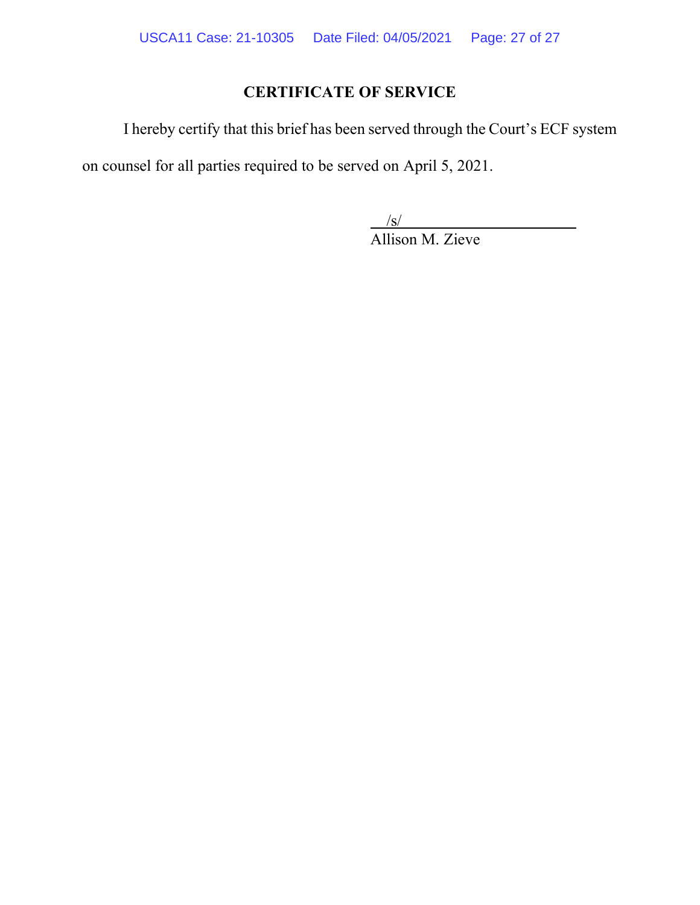## CERTIFICATE OF SERVICE

I hereby certify that this brief has been served through the Court's ECF system on counsel for all parties required to be served on April 5, 2021.

/s/
Allison M. Zieve